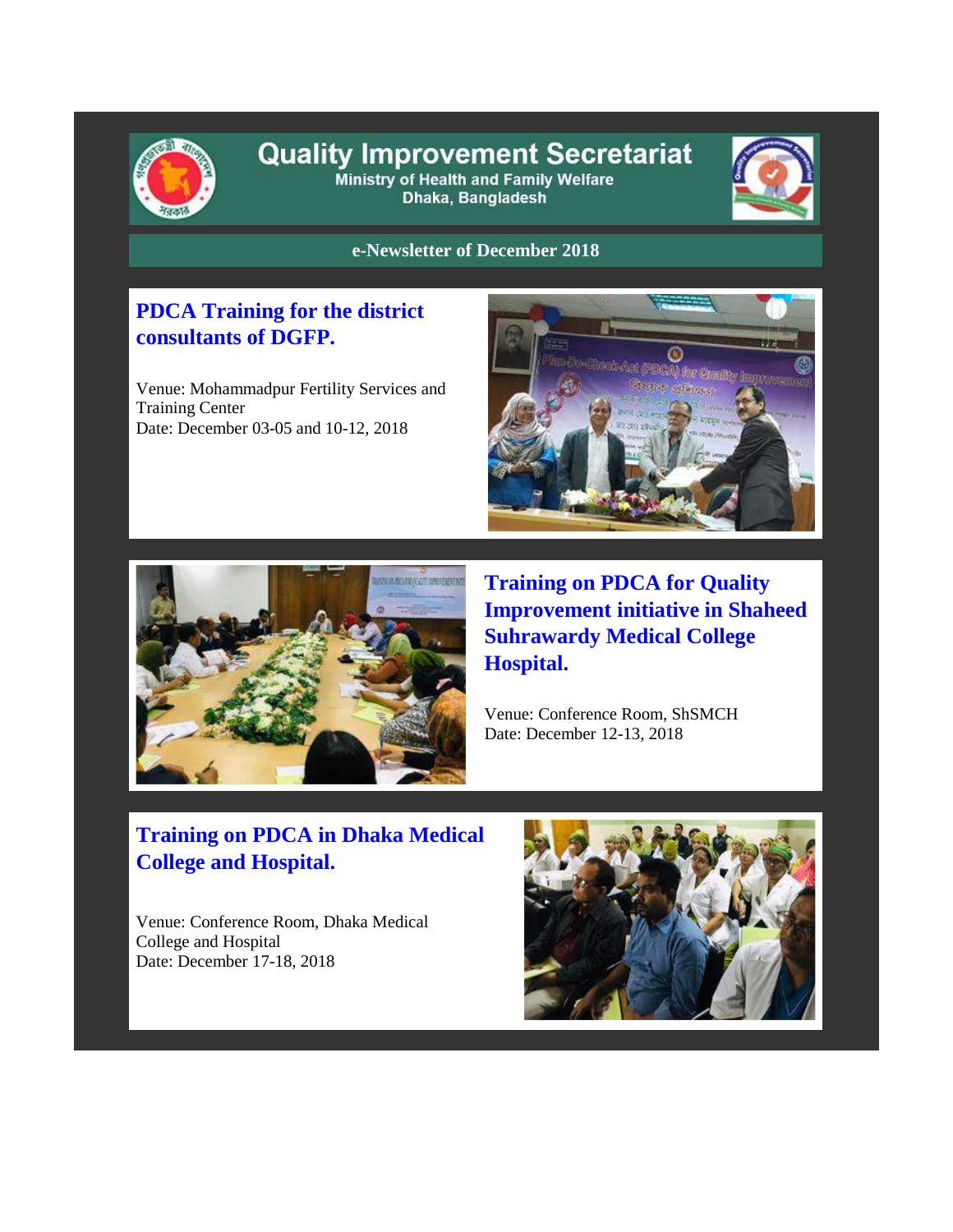# Quality Improvement Secretariat

Ministry of Health and Family Welfare

Dhaka, Bangladesh

**e-Newsletter of December 2018**

## PDCA Training for the district consultants of DGFP.

Venue: Mohammadpur Fertility Services and Training Center
Date: December 03-05 and 10-12, 2018

## Training on PDCA for Quality Improvement initiative in Shaheed Suhrawardy Medical College Hospital.

Venue: Conference Room, ShSMCH
Date: December 12-13, 2018

## Training on PDCA in Dhaka Medical College and Hospital.

Venue: Conference Room, Dhaka Medical College and Hospital
Date: December 17-18, 2018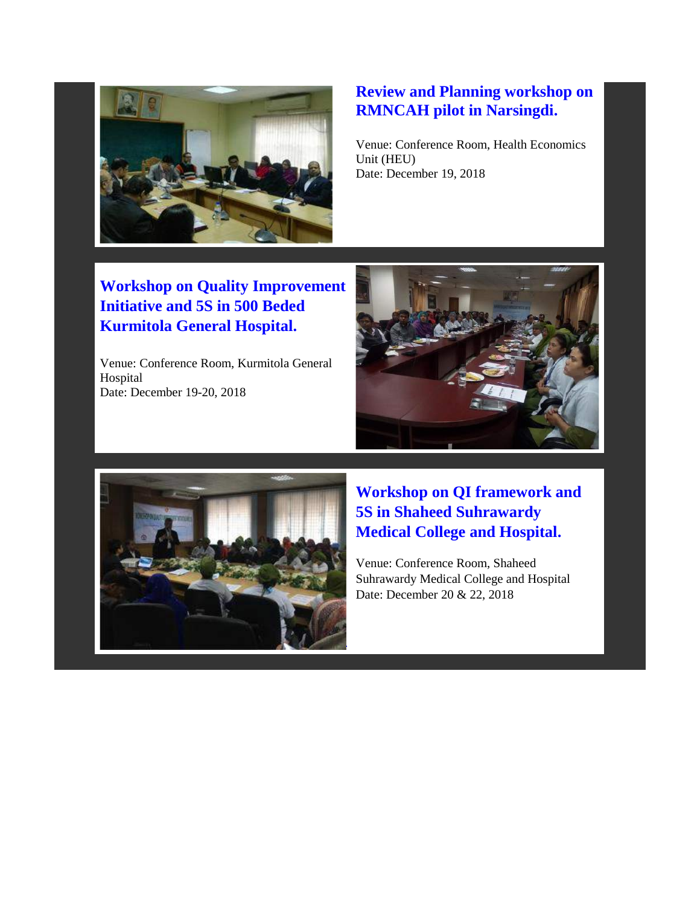## Review and Planning workshop on RMNCAH pilot in Narsingdi.

Venue: Conference Room, Health Economics Unit (HEU)
Date: December 19, 2018

## Workshop on Quality Improvement Initiative and 5S in 500 Beded Kurmitola General Hospital.

Venue: Conference Room, Kurmitola General Hospital
Date: December 19-20, 2018

## Workshop on QI framework and 5S in Shaheed Suhrawardy Medical College and Hospital.

Venue: Conference Room, Shaheed Suhrawardy Medical College and Hospital
Date: December 20 & 22, 2018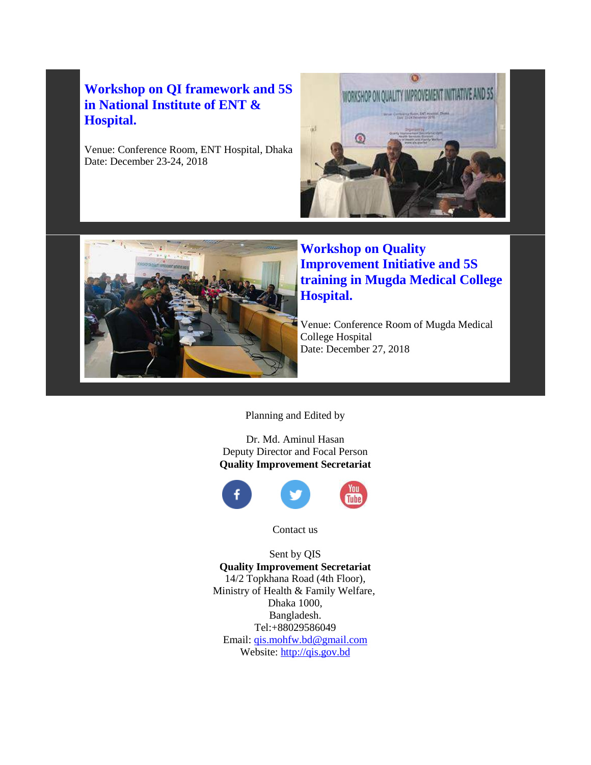## Workshop on QI framework and 5S in National Institute of ENT & Hospital.

Venue: Conference Room, ENT Hospital, Dhaka
Date: December 23-24, 2018

## Workshop on Quality Improvement Initiative and 5S training in Mugda Medical College Hospital.

Venue: Conference Room of Mugda Medical College Hospital
Date: December 27, 2018

Planning and Edited by

Dr. Md. Aminul Hasan
Deputy Director and Focal Person
**Quality Improvement Secretariat**

Contact us

Sent by QIS
**Quality Improvement Secretariat**
14/2 Topkhana Road (4th Floor),
Ministry of Health & Family Welfare,
Dhaka 1000,
Bangladesh.
Tel:+88029586049
Email: qis.mohfw.bd@gmail.com
Website: http://qis.gov.bd